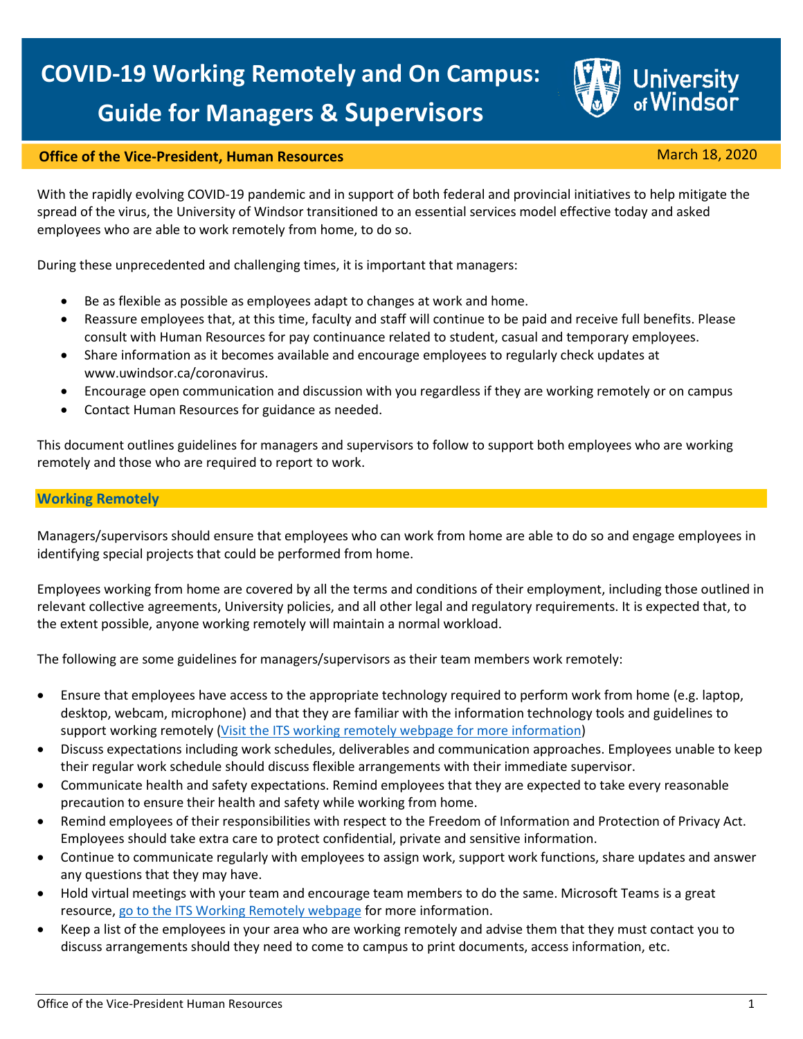# COVID-19 Working Remotely and On Campus: Guide for Managers & Supervisors

**Office of the Vice-President, Human Resources**

March 18, 2020

With the rapidly evolving COVID-19 pandemic and in support of both federal and provincial initiatives to help mitigate the spread of the virus, the University of Windsor transitioned to an essential services model effective today and asked employees who are able to work remotely from home, to do so.

During these unprecedented and challenging times, it is important that managers:

- Be as flexible as possible as employees adapt to changes at work and home.
- Reassure employees that, at this time, faculty and staff will continue to be paid and receive full benefits. Please consult with Human Resources for pay continuance related to student, casual and temporary employees.
- Share information as it becomes available and encourage employees to regularly check updates at www.uwindsor.ca/coronavirus.
- Encourage open communication and discussion with you regardless if they are working remotely or on campus
- Contact Human Resources for guidance as needed.

This document outlines guidelines for managers and supervisors to follow to support both employees who are working remotely and those who are required to report to work.

## Working Remotely

Managers/supervisors should ensure that employees who can work from home are able to do so and engage employees in identifying special projects that could be performed from home.

Employees working from home are covered by all the terms and conditions of their employment, including those outlined in relevant collective agreements, University policies, and all other legal and regulatory requirements. It is expected that, to the extent possible, anyone working remotely will maintain a normal workload.

The following are some guidelines for managers/supervisors as their team members work remotely:

- Ensure that employees have access to the appropriate technology required to perform work from home (e.g. laptop, desktop, webcam, microphone) and that they are familiar with the information technology tools and guidelines to support working remotely (Visit the ITS working remotely webpage for more information)
- Discuss expectations including work schedules, deliverables and communication approaches. Employees unable to keep their regular work schedule should discuss flexible arrangements with their immediate supervisor.
- Communicate health and safety expectations. Remind employees that they are expected to take every reasonable precaution to ensure their health and safety while working from home.
- Remind employees of their responsibilities with respect to the Freedom of Information and Protection of Privacy Act. Employees should take extra care to protect confidential, private and sensitive information.
- Continue to communicate regularly with employees to assign work, support work functions, share updates and answer any questions that they may have.
- Hold virtual meetings with your team and encourage team members to do the same. Microsoft Teams is a great resource, go to the ITS Working Remotely webpage for more information.
- Keep a list of the employees in your area who are working remotely and advise them that they must contact you to discuss arrangements should they need to come to campus to print documents, access information, etc.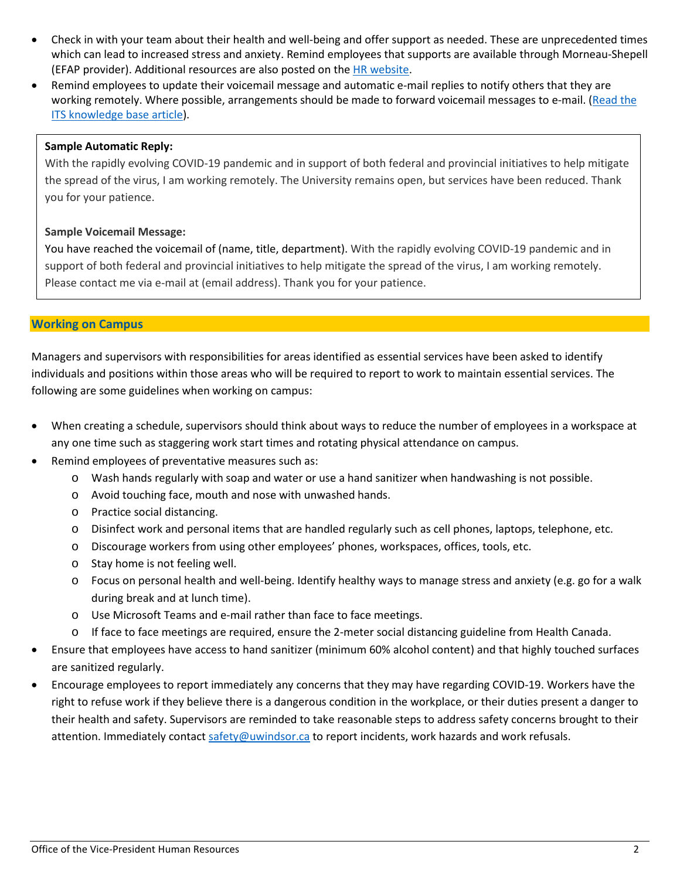- Check in with your team about their health and well-being and offer support as needed. These are unprecedented times which can lead to increased stress and anxiety. Remind employees that supports are available through Morneau-Shepell (EFAP provider). Additional resources are also posted on the [HR website](#).
- Remind employees to update their voicemail message and automatic e-mail replies to notify others that they are working remotely. Where possible, arrangements should be made to forward voicemail messages to e-mail. ([Read the ITS knowledge base article](#)).

> **Sample Automatic Reply:**
> With the rapidly evolving COVID-19 pandemic and in support of both federal and provincial initiatives to help mitigate the spread of the virus, I am working remotely. The University remains open, but services have been reduced. Thank you for your patience.
>
> **Sample Voicemail Message:**
> You have reached the voicemail of (name, title, department). With the rapidly evolving COVID-19 pandemic and in support of both federal and provincial initiatives to help mitigate the spread of the virus, I am working remotely. Please contact me via e-mail at (email address). Thank you for your patience.

## Working on Campus

Managers and supervisors with responsibilities for areas identified as essential services have been asked to identify individuals and positions within those areas who will be required to report to work to maintain essential services. The following are some guidelines when working on campus:

- When creating a schedule, supervisors should think about ways to reduce the number of employees in a workspace at any one time such as staggering work start times and rotating physical attendance on campus.
- Remind employees of preventative measures such as:
  - Wash hands regularly with soap and water or use a hand sanitizer when handwashing is not possible.
  - Avoid touching face, mouth and nose with unwashed hands.
  - Practice social distancing.
  - Disinfect work and personal items that are handled regularly such as cell phones, laptops, telephone, etc.
  - Discourage workers from using other employees' phones, workspaces, offices, tools, etc.
  - Stay home is not feeling well.
  - Focus on personal health and well-being. Identify healthy ways to manage stress and anxiety (e.g. go for a walk during break and at lunch time).
  - Use Microsoft Teams and e-mail rather than face to face meetings.
  - If face to face meetings are required, ensure the 2-meter social distancing guideline from Health Canada.
- Ensure that employees have access to hand sanitizer (minimum 60% alcohol content) and that highly touched surfaces are sanitized regularly.
- Encourage employees to report immediately any concerns that they may have regarding COVID-19. Workers have the right to refuse work if they believe there is a dangerous condition in the workplace, or their duties present a danger to their health and safety. Supervisors are reminded to take reasonable steps to address safety concerns brought to their attention. Immediately contact [safety@uwindsor.ca](mailto:safety@uwindsor.ca) to report incidents, work hazards and work refusals.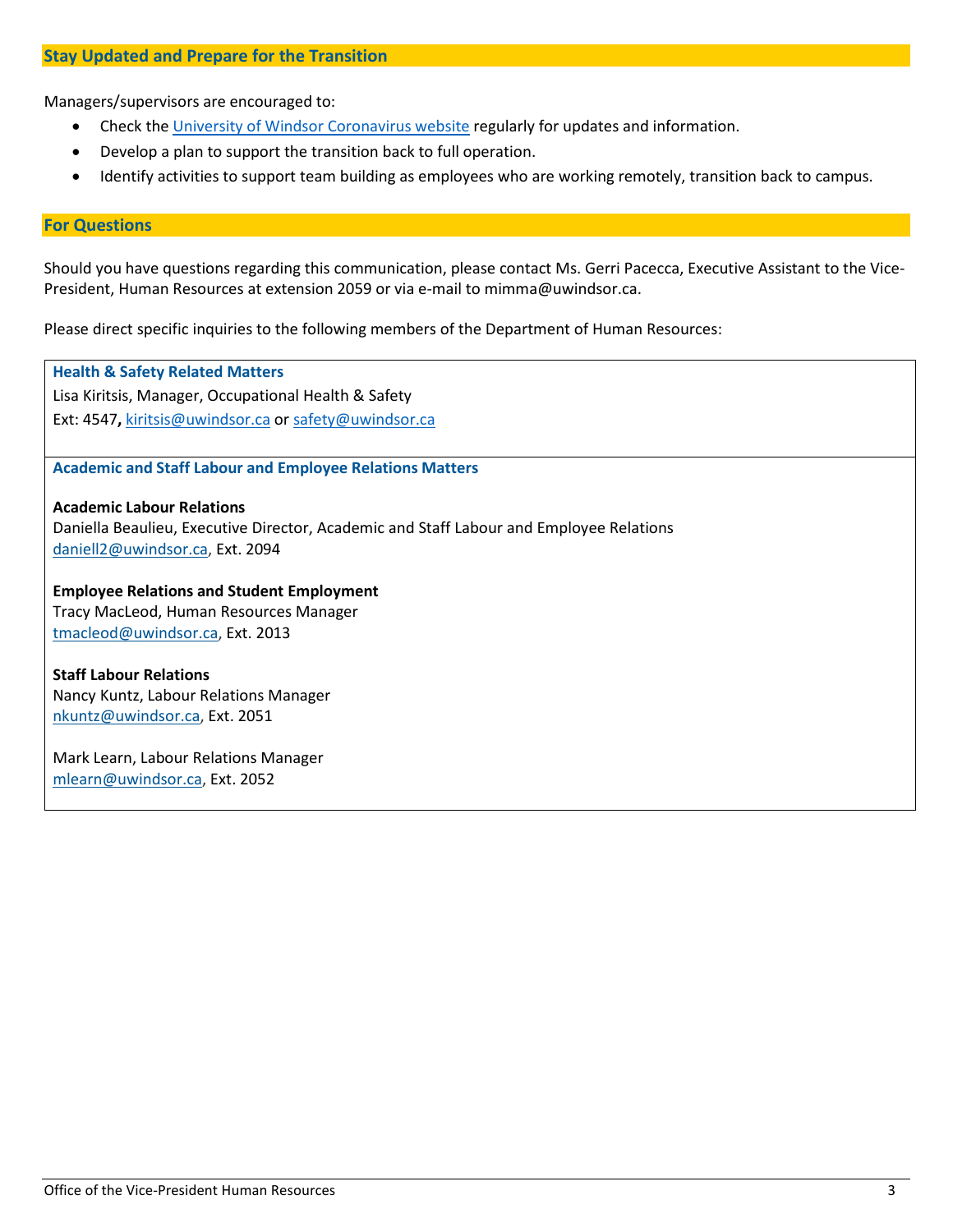## Stay Updated and Prepare for the Transition

Managers/supervisors are encouraged to:

- Check the University of Windsor Coronavirus website regularly for updates and information.
- Develop a plan to support the transition back to full operation.
- Identify activities to support team building as employees who are working remotely, transition back to campus.

## For Questions

Should you have questions regarding this communication, please contact Ms. Gerri Pacecca, Executive Assistant to the Vice-President, Human Resources at extension 2059 or via e-mail to mimma@uwindsor.ca.

Please direct specific inquiries to the following members of the Department of Human Resources:

### Health & Safety Related Matters

Lisa Kiritsis, Manager, Occupational Health & Safety
Ext: 4547**,** kiritsis@uwindsor.ca or safety@uwindsor.ca

### Academic and Staff Labour and Employee Relations Matters

**Academic Labour Relations**
Daniella Beaulieu, Executive Director, Academic and Staff Labour and Employee Relations
daniell2@uwindsor.ca, Ext. 2094

**Employee Relations and Student Employment**
Tracy MacLeod, Human Resources Manager
tmacleod@uwindsor.ca, Ext. 2013

**Staff Labour Relations**
Nancy Kuntz, Labour Relations Manager
nkuntz@uwindsor.ca, Ext. 2051

Mark Learn, Labour Relations Manager
mlearn@uwindsor.ca, Ext. 2052